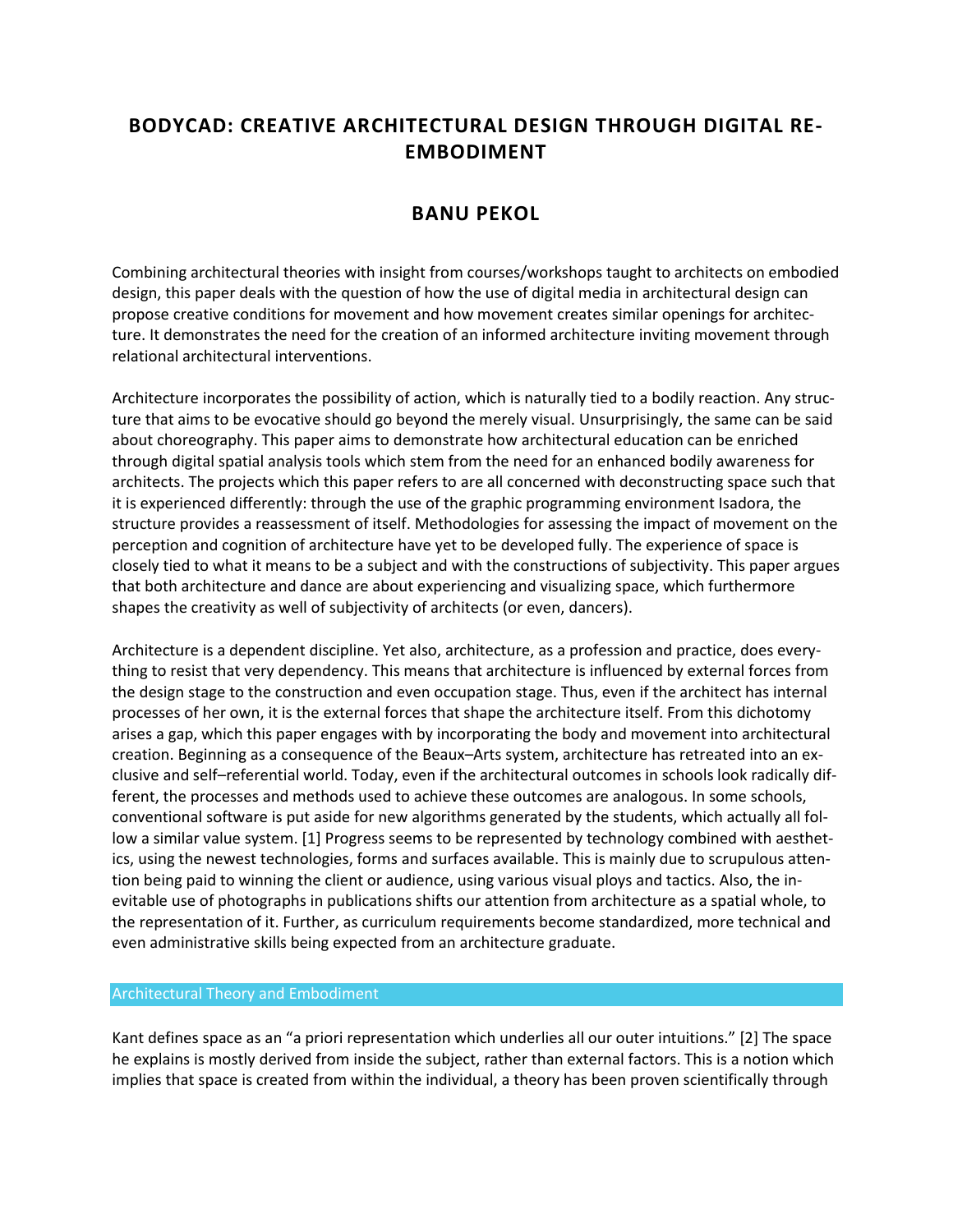# BODYCAD: CREATIVE ARCHITECTURAL DESIGN THROUGH DIGITAL RE-EMBODIMENT

## BANU PEKOL

Combining architectural theories with insight from courses/workshops taught to architects on embodied design, this paper deals with the question of how the use of digital media in architectural design can propose creative conditions for movement and how movement creates similar openings for architecture. It demonstrates the need for the creation of an informed architecture inviting movement through relational architectural interventions.

Architecture incorporates the possibility of action, which is naturally tied to a bodily reaction. Any structure that aims to be evocative should go beyond the merely visual. Unsurprisingly, the same can be said about choreography. This paper aims to demonstrate how architectural education can be enriched through digital spatial analysis tools which stem from the need for an enhanced bodily awareness for architects. The projects which this paper refers to are all concerned with deconstructing space such that it is experienced differently: through the use of the graphic programming environment Isadora, the structure provides a reassessment of itself. Methodologies for assessing the impact of movement on the perception and cognition of architecture have yet to be developed fully. The experience of space is closely tied to what it means to be a subject and with the constructions of subjectivity. This paper argues that both architecture and dance are about experiencing and visualizing space, which furthermore shapes the creativity as well of subjectivity of architects (or even, dancers).

Architecture is a dependent discipline. Yet also, architecture, as a profession and practice, does everything to resist that very dependency. This means that architecture is influenced by external forces from the design stage to the construction and even occupation stage. Thus, even if the architect has internal processes of her own, it is the external forces that shape the architecture itself. From this dichotomy arises a gap, which this paper engages with by incorporating the body and movement into architectural creation. Beginning as a consequence of the Beaux–Arts system, architecture has retreated into an exclusive and self–referential world. Today, even if the architectural outcomes in schools look radically different, the processes and methods used to achieve these outcomes are analogous. In some schools, conventional software is put aside for new algorithms generated by the students, which actually all follow a similar value system. [1] Progress seems to be represented by technology combined with aesthetics, using the newest technologies, forms and surfaces available. This is mainly due to scrupulous attention being paid to winning the client or audience, using various visual ploys and tactics. Also, the inevitable use of photographs in publications shifts our attention from architecture as a spatial whole, to the representation of it. Further, as curriculum requirements become standardized, more technical and even administrative skills being expected from an architecture graduate.

### Architectural Theory and Embodiment

Kant defines space as an "a priori representation which underlies all our outer intuitions." [2] The space he explains is mostly derived from inside the subject, rather than external factors. This is a notion which implies that space is created from within the individual, a theory has been proven scientifically through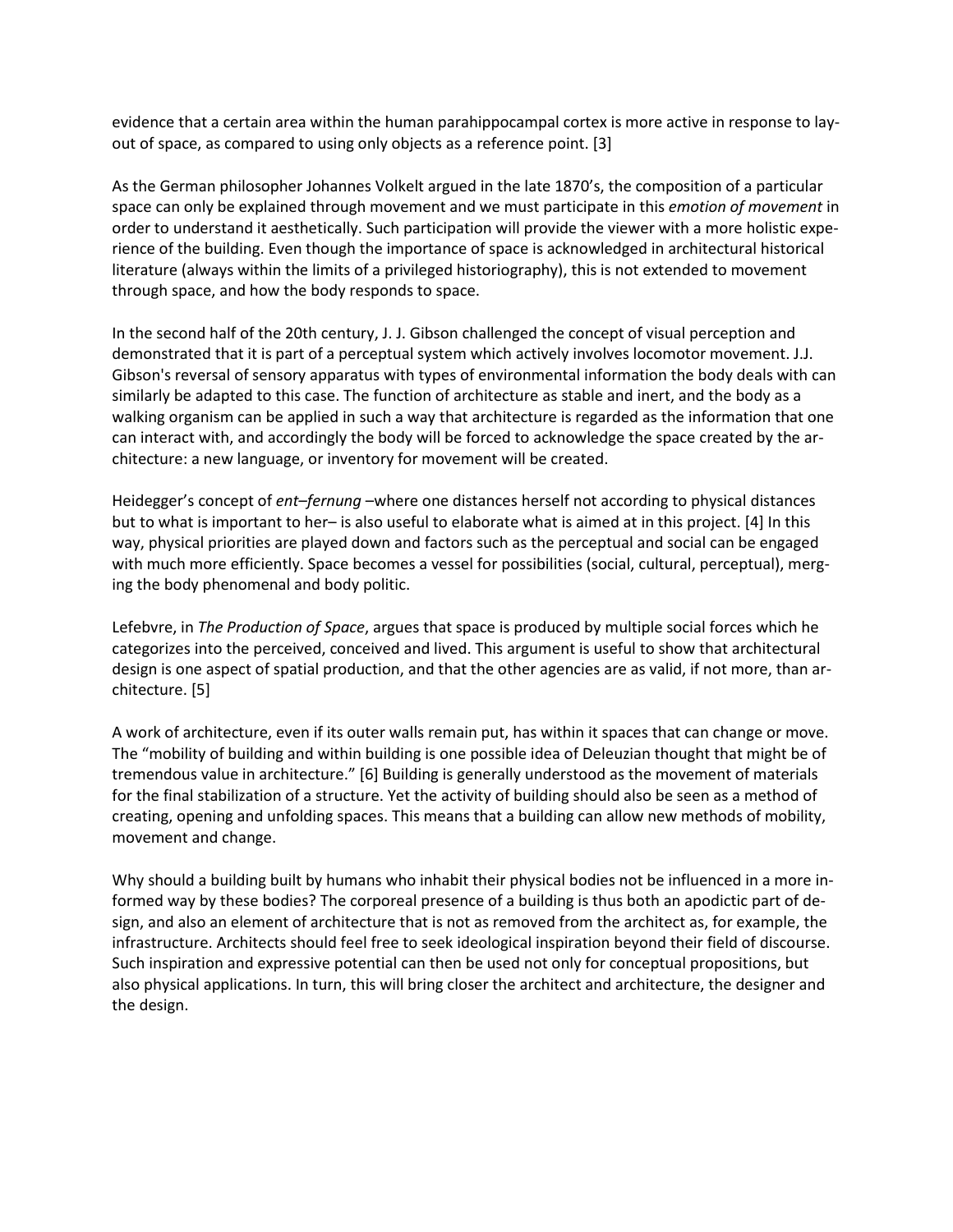evidence that a certain area within the human parahippocampal cortex is more active in response to layout of space, as compared to using only objects as a reference point. [3]

As the German philosopher Johannes Volkelt argued in the late 1870's, the composition of a particular space can only be explained through movement and we must participate in this *emotion of movement* in order to understand it aesthetically. Such participation will provide the viewer with a more holistic experience of the building. Even though the importance of space is acknowledged in architectural historical literature (always within the limits of a privileged historiography), this is not extended to movement through space, and how the body responds to space.

In the second half of the 20th century, J. J. Gibson challenged the concept of visual perception and demonstrated that it is part of a perceptual system which actively involves locomotor movement. J.J. Gibson's reversal of sensory apparatus with types of environmental information the body deals with can similarly be adapted to this case. The function of architecture as stable and inert, and the body as a walking organism can be applied in such a way that architecture is regarded as the information that one can interact with, and accordingly the body will be forced to acknowledge the space created by the architecture: a new language, or inventory for movement will be created.

Heidegger's concept of *ent–fernung* –where one distances herself not according to physical distances but to what is important to her– is also useful to elaborate what is aimed at in this project. [4] In this way, physical priorities are played down and factors such as the perceptual and social can be engaged with much more efficiently. Space becomes a vessel for possibilities (social, cultural, perceptual), merging the body phenomenal and body politic.

Lefebvre, in *The Production of Space*, argues that space is produced by multiple social forces which he categorizes into the perceived, conceived and lived. This argument is useful to show that architectural design is one aspect of spatial production, and that the other agencies are as valid, if not more, than architecture. [5]

A work of architecture, even if its outer walls remain put, has within it spaces that can change or move. The "mobility of building and within building is one possible idea of Deleuzian thought that might be of tremendous value in architecture." [6] Building is generally understood as the movement of materials for the final stabilization of a structure. Yet the activity of building should also be seen as a method of creating, opening and unfolding spaces. This means that a building can allow new methods of mobility, movement and change.

Why should a building built by humans who inhabit their physical bodies not be influenced in a more informed way by these bodies? The corporeal presence of a building is thus both an apodictic part of design, and also an element of architecture that is not as removed from the architect as, for example, the infrastructure. Architects should feel free to seek ideological inspiration beyond their field of discourse. Such inspiration and expressive potential can then be used not only for conceptual propositions, but also physical applications. In turn, this will bring closer the architect and architecture, the designer and the design.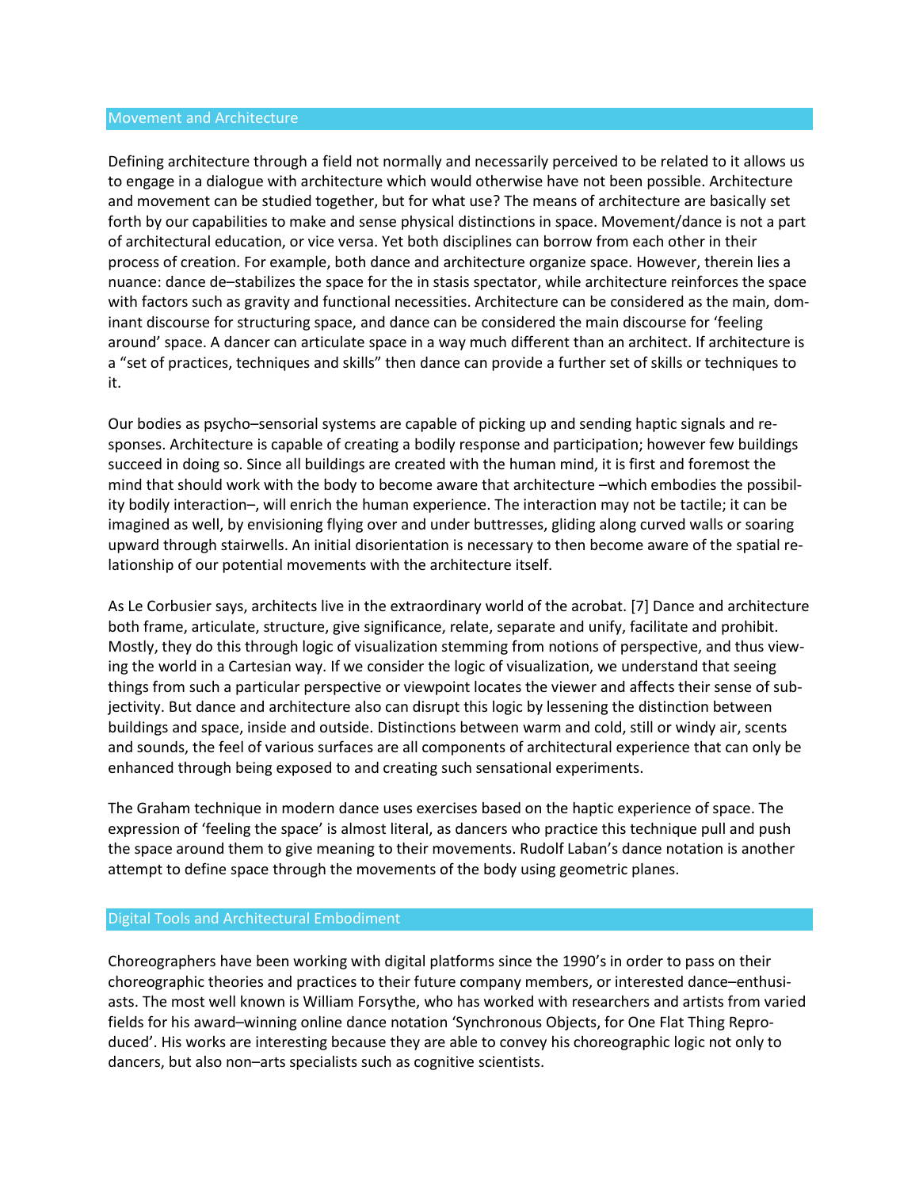## Movement and Architecture

Defining architecture through a field not normally and necessarily perceived to be related to it allows us to engage in a dialogue with architecture which would otherwise have not been possible. Architecture and movement can be studied together, but for what use? The means of architecture are basically set forth by our capabilities to make and sense physical distinctions in space. Movement/dance is not a part of architectural education, or vice versa. Yet both disciplines can borrow from each other in their process of creation. For example, both dance and architecture organize space. However, therein lies a nuance: dance de–stabilizes the space for the in stasis spectator, while architecture reinforces the space with factors such as gravity and functional necessities. Architecture can be considered as the main, dominant discourse for structuring space, and dance can be considered the main discourse for 'feeling around' space. A dancer can articulate space in a way much different than an architect. If architecture is a "set of practices, techniques and skills" then dance can provide a further set of skills or techniques to it.

Our bodies as psycho–sensorial systems are capable of picking up and sending haptic signals and responses. Architecture is capable of creating a bodily response and participation; however few buildings succeed in doing so. Since all buildings are created with the human mind, it is first and foremost the mind that should work with the body to become aware that architecture –which embodies the possibility bodily interaction–, will enrich the human experience. The interaction may not be tactile; it can be imagined as well, by envisioning flying over and under buttresses, gliding along curved walls or soaring upward through stairwells. An initial disorientation is necessary to then become aware of the spatial relationship of our potential movements with the architecture itself.

As Le Corbusier says, architects live in the extraordinary world of the acrobat. [7] Dance and architecture both frame, articulate, structure, give significance, relate, separate and unify, facilitate and prohibit. Mostly, they do this through logic of visualization stemming from notions of perspective, and thus viewing the world in a Cartesian way. If we consider the logic of visualization, we understand that seeing things from such a particular perspective or viewpoint locates the viewer and affects their sense of subjectivity. But dance and architecture also can disrupt this logic by lessening the distinction between buildings and space, inside and outside. Distinctions between warm and cold, still or windy air, scents and sounds, the feel of various surfaces are all components of architectural experience that can only be enhanced through being exposed to and creating such sensational experiments.

The Graham technique in modern dance uses exercises based on the haptic experience of space. The expression of 'feeling the space' is almost literal, as dancers who practice this technique pull and push the space around them to give meaning to their movements. Rudolf Laban's dance notation is another attempt to define space through the movements of the body using geometric planes.

## Digital Tools and Architectural Embodiment

Choreographers have been working with digital platforms since the 1990's in order to pass on their choreographic theories and practices to their future company members, or interested dance–enthusiasts. The most well known is William Forsythe, who has worked with researchers and artists from varied fields for his award–winning online dance notation 'Synchronous Objects, for One Flat Thing Reproduced'. His works are interesting because they are able to convey his choreographic logic not only to dancers, but also non–arts specialists such as cognitive scientists.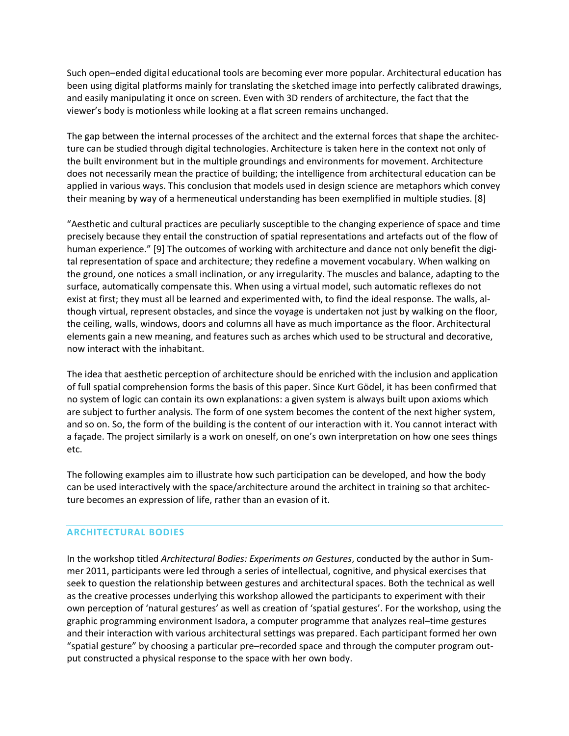Such open–ended digital educational tools are becoming ever more popular. Architectural education has been using digital platforms mainly for translating the sketched image into perfectly calibrated drawings, and easily manipulating it once on screen. Even with 3D renders of architecture, the fact that the viewer's body is motionless while looking at a flat screen remains unchanged.

The gap between the internal processes of the architect and the external forces that shape the architecture can be studied through digital technologies. Architecture is taken here in the context not only of the built environment but in the multiple groundings and environments for movement. Architecture does not necessarily mean the practice of building; the intelligence from architectural education can be applied in various ways. This conclusion that models used in design science are metaphors which convey their meaning by way of a hermeneutical understanding has been exemplified in multiple studies. [8]

"Aesthetic and cultural practices are peculiarly susceptible to the changing experience of space and time precisely because they entail the construction of spatial representations and artefacts out of the flow of human experience." [9] The outcomes of working with architecture and dance not only benefit the digital representation of space and architecture; they redefine a movement vocabulary. When walking on the ground, one notices a small inclination, or any irregularity. The muscles and balance, adapting to the surface, automatically compensate this. When using a virtual model, such automatic reflexes do not exist at first; they must all be learned and experimented with, to find the ideal response. The walls, although virtual, represent obstacles, and since the voyage is undertaken not just by walking on the floor, the ceiling, walls, windows, doors and columns all have as much importance as the floor. Architectural elements gain a new meaning, and features such as arches which used to be structural and decorative, now interact with the inhabitant.

The idea that aesthetic perception of architecture should be enriched with the inclusion and application of full spatial comprehension forms the basis of this paper. Since Kurt Gödel, it has been confirmed that no system of logic can contain its own explanations: a given system is always built upon axioms which are subject to further analysis. The form of one system becomes the content of the next higher system, and so on. So, the form of the building is the content of our interaction with it. You cannot interact with a façade. The project similarly is a work on oneself, on one's own interpretation on how one sees things etc.

The following examples aim to illustrate how such participation can be developed, and how the body can be used interactively with the space/architecture around the architect in training so that architecture becomes an expression of life, rather than an evasion of it.

## ARCHITECTURAL BODIES

In the workshop titled *Architectural Bodies: Experiments on Gestures*, conducted by the author in Summer 2011, participants were led through a series of intellectual, cognitive, and physical exercises that seek to question the relationship between gestures and architectural spaces. Both the technical as well as the creative processes underlying this workshop allowed the participants to experiment with their own perception of 'natural gestures' as well as creation of 'spatial gestures'. For the workshop, using the graphic programming environment Isadora, a computer programme that analyzes real–time gestures and their interaction with various architectural settings was prepared. Each participant formed her own "spatial gesture" by choosing a particular pre–recorded space and through the computer program output constructed a physical response to the space with her own body.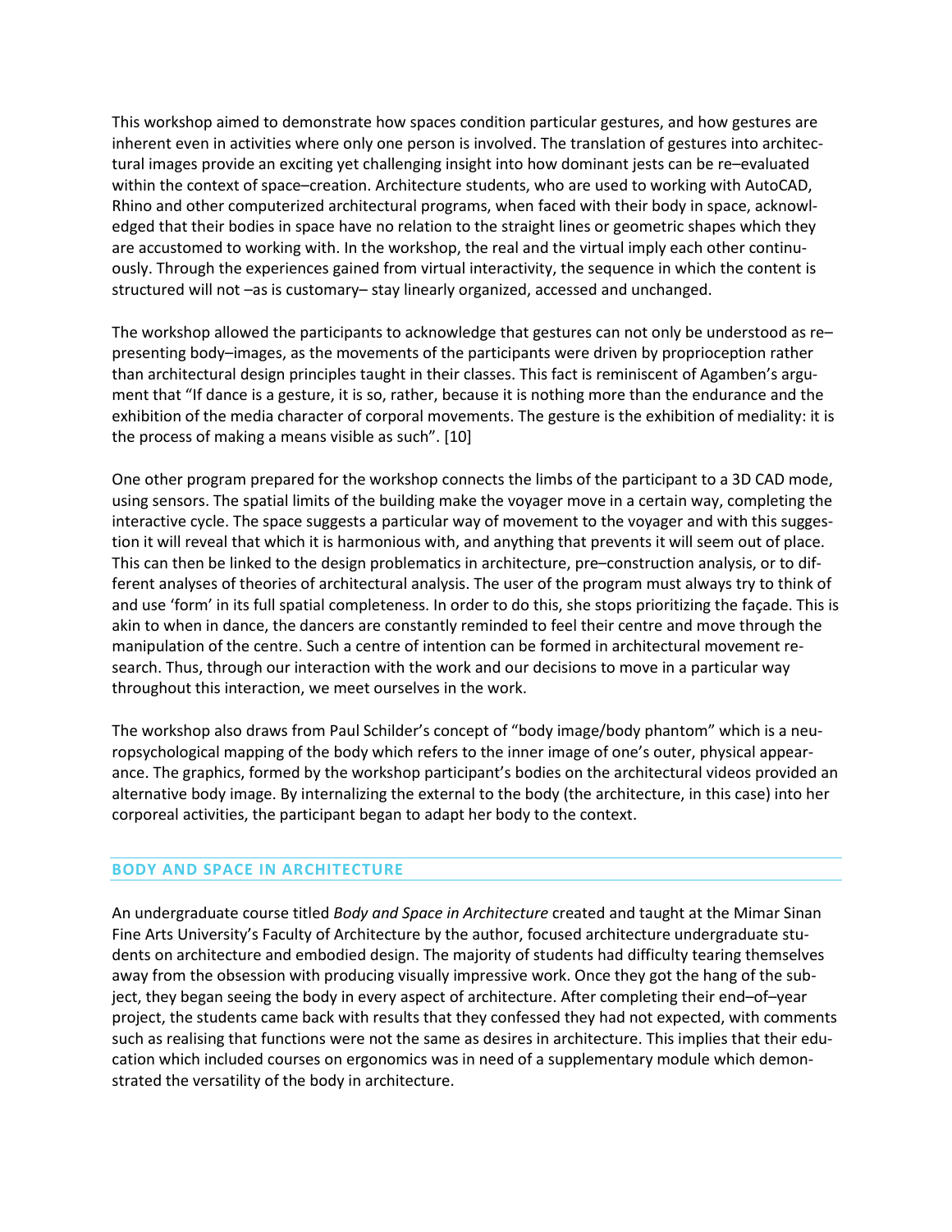This workshop aimed to demonstrate how spaces condition particular gestures, and how gestures are inherent even in activities where only one person is involved. The translation of gestures into architectural images provide an exciting yet challenging insight into how dominant jests can be re–evaluated within the context of space–creation. Architecture students, who are used to working with AutoCAD, Rhino and other computerized architectural programs, when faced with their body in space, acknowledged that their bodies in space have no relation to the straight lines or geometric shapes which they are accustomed to working with. In the workshop, the real and the virtual imply each other continuously. Through the experiences gained from virtual interactivity, the sequence in which the content is structured will not –as is customary– stay linearly organized, accessed and unchanged.

The workshop allowed the participants to acknowledge that gestures can not only be understood as re–presenting body–images, as the movements of the participants were driven by proprioception rather than architectural design principles taught in their classes. This fact is reminiscent of Agamben's argument that "If dance is a gesture, it is so, rather, because it is nothing more than the endurance and the exhibition of the media character of corporal movements. The gesture is the exhibition of mediality: it is the process of making a means visible as such". [10]

One other program prepared for the workshop connects the limbs of the participant to a 3D CAD mode, using sensors. The spatial limits of the building make the voyager move in a certain way, completing the interactive cycle. The space suggests a particular way of movement to the voyager and with this suggestion it will reveal that which it is harmonious with, and anything that prevents it will seem out of place. This can then be linked to the design problematics in architecture, pre–construction analysis, or to different analyses of theories of architectural analysis. The user of the program must always try to think of and use 'form' in its full spatial completeness. In order to do this, she stops prioritizing the façade. This is akin to when in dance, the dancers are constantly reminded to feel their centre and move through the manipulation of the centre. Such a centre of intention can be formed in architectural movement research. Thus, through our interaction with the work and our decisions to move in a particular way throughout this interaction, we meet ourselves in the work.

The workshop also draws from Paul Schilder's concept of "body image/body phantom" which is a neuropsychological mapping of the body which refers to the inner image of one's outer, physical appearance. The graphics, formed by the workshop participant's bodies on the architectural videos provided an alternative body image. By internalizing the external to the body (the architecture, in this case) into her corporeal activities, the participant began to adapt her body to the context.

## BODY AND SPACE IN ARCHITECTURE

An undergraduate course titled *Body and Space in Architecture* created and taught at the Mimar Sinan Fine Arts University's Faculty of Architecture by the author, focused architecture undergraduate students on architecture and embodied design. The majority of students had difficulty tearing themselves away from the obsession with producing visually impressive work. Once they got the hang of the subject, they began seeing the body in every aspect of architecture. After completing their end–of–year project, the students came back with results that they confessed they had not expected, with comments such as realising that functions were not the same as desires in architecture. This implies that their education which included courses on ergonomics was in need of a supplementary module which demonstrated the versatility of the body in architecture.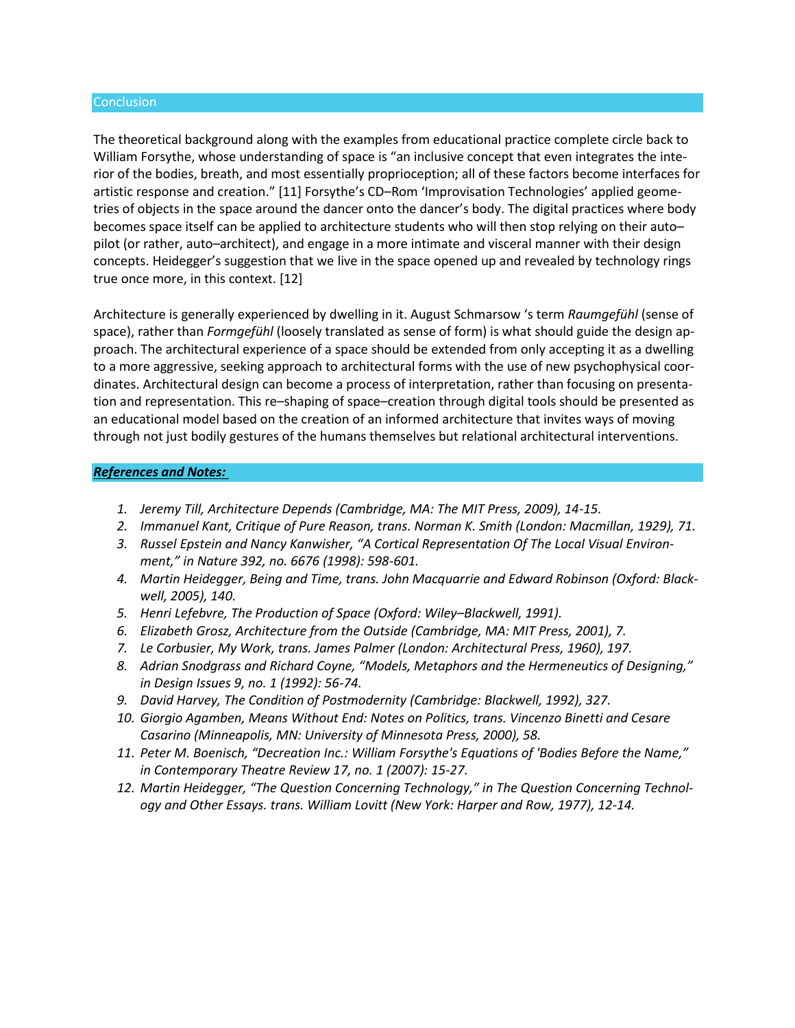## Conclusion

The theoretical background along with the examples from educational practice complete circle back to William Forsythe, whose understanding of space is "an inclusive concept that even integrates the interior of the bodies, breath, and most essentially proprioception; all of these factors become interfaces for artistic response and creation." [11] Forsythe's CD–Rom 'Improvisation Technologies' applied geometries of objects in the space around the dancer onto the dancer's body. The digital practices where body becomes space itself can be applied to architecture students who will then stop relying on their auto–pilot (or rather, auto–architect), and engage in a more intimate and visceral manner with their design concepts. Heidegger's suggestion that we live in the space opened up and revealed by technology rings true once more, in this context. [12]

Architecture is generally experienced by dwelling in it. August Schmarsow 's term *Raumgefühl* (sense of space), rather than *Formgefühl* (loosely translated as sense of form) is what should guide the design approach. The architectural experience of a space should be extended from only accepting it as a dwelling to a more aggressive, seeking approach to architectural forms with the use of new psychophysical coordinates. Architectural design can become a process of interpretation, rather than focusing on presentation and representation. This re–shaping of space–creation through digital tools should be presented as an educational model based on the creation of an informed architecture that invites ways of moving through not just bodily gestures of the humans themselves but relational architectural interventions.

## ***References and Notes:***

1. *Jeremy Till, Architecture Depends (Cambridge, MA: The MIT Press, 2009), 14-15.*
2. *Immanuel Kant, Critique of Pure Reason, trans. Norman K. Smith (London: Macmillan, 1929), 71.*
3. *Russel Epstein and Nancy Kanwisher, "A Cortical Representation Of The Local Visual Environment," in Nature 392, no. 6676 (1998): 598-601.*
4. *Martin Heidegger, Being and Time, trans. John Macquarrie and Edward Robinson (Oxford: Blackwell, 2005), 140.*
5. *Henri Lefebvre, The Production of Space (Oxford: Wiley–Blackwell, 1991).*
6. *Elizabeth Grosz, Architecture from the Outside (Cambridge, MA: MIT Press, 2001), 7.*
7. *Le Corbusier, My Work, trans. James Palmer (London: Architectural Press, 1960), 197.*
8. *Adrian Snodgrass and Richard Coyne, "Models, Metaphors and the Hermeneutics of Designing," in Design Issues 9, no. 1 (1992): 56-74.*
9. *David Harvey, The Condition of Postmodernity (Cambridge: Blackwell, 1992), 327.*
10. *Giorgio Agamben, Means Without End: Notes on Politics, trans. Vincenzo Binetti and Cesare Casarino (Minneapolis, MN: University of Minnesota Press, 2000), 58.*
11. *Peter M. Boenisch, "Decreation Inc.: William Forsythe's Equations of 'Bodies Before the Name," in Contemporary Theatre Review 17, no. 1 (2007): 15-27.*
12. *Martin Heidegger, "The Question Concerning Technology," in The Question Concerning Technology and Other Essays. trans. William Lovitt (New York: Harper and Row, 1977), 12-14.*